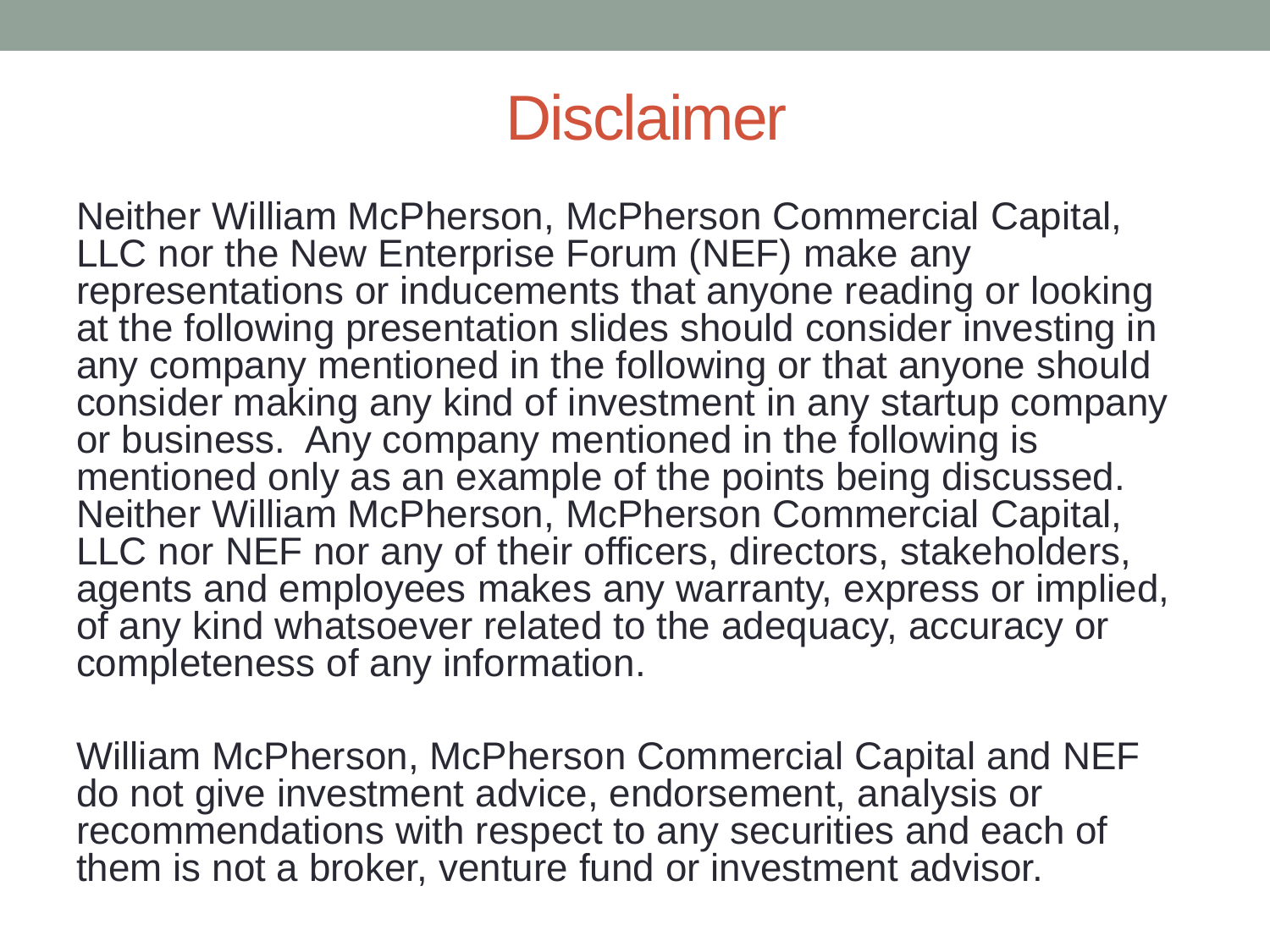# Disclaimer

Neither William McPherson, McPherson Commercial Capital, LLC nor the New Enterprise Forum (NEF) make any representations or inducements that anyone reading or looking at the following presentation slides should consider investing in any company mentioned in the following or that anyone should consider making any kind of investment in any startup company or business. Any company mentioned in the following is mentioned only as an example of the points being discussed. Neither William McPherson, McPherson Commercial Capital, LLC nor NEF nor any of their officers, directors, stakeholders, agents and employees makes any warranty, express or implied, of any kind whatsoever related to the adequacy, accuracy or completeness of any information.

William McPherson, McPherson Commercial Capital and NEF do not give investment advice, endorsement, analysis or recommendations with respect to any securities and each of them is not a broker, venture fund or investment advisor.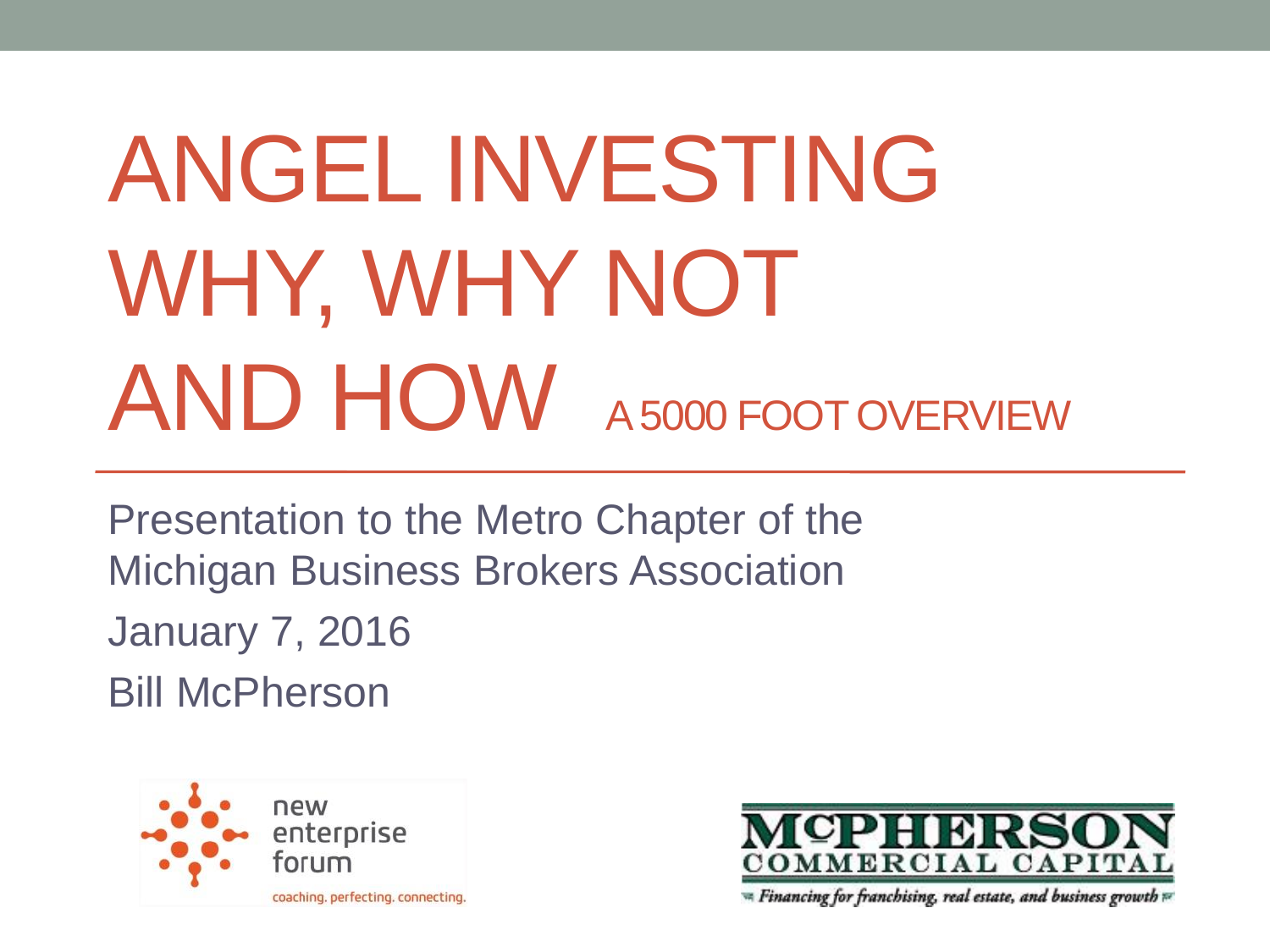# ANGEL INVESTING WHY, WHY NOT AND HOW

## A 5000 FOOT OVERVIEW

Presentation to the Metro Chapter of the Michigan Business Brokers Association

January 7, 2016

Bill McPherson

new enterprise forum

coaching. perfecting. connecting.

McPHERSON COMMERCIAL CAPITAL

Financing for franchising, real estate, and business growth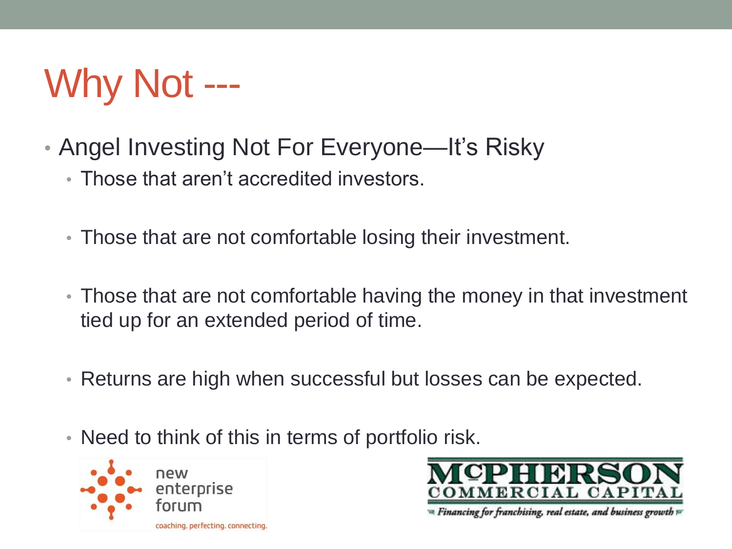# Why Not ---

- Angel Investing Not For Everyone—It's Risky
  - Those that aren't accredited investors.
  - Those that are not comfortable losing their investment.
  - Those that are not comfortable having the money in that investment tied up for an extended period of time.
  - Returns are high when successful but losses can be expected.
  - Need to think of this in terms of portfolio risk.

new enterprise forum

coaching. perfecting. connecting.

McPHERSON COMMERCIAL CAPITAL

*Financing for franchising, real estate, and business growth*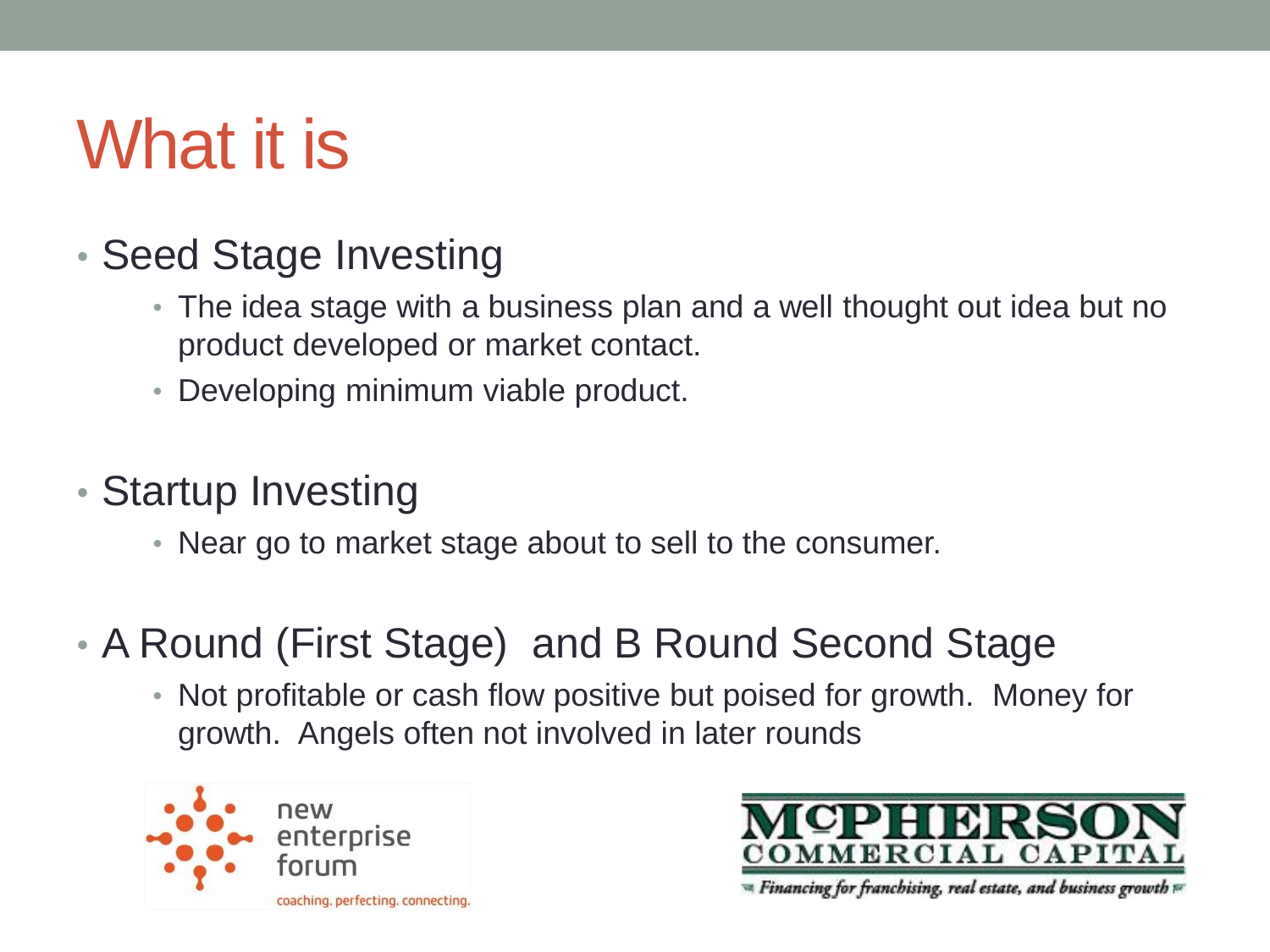# What it is

- Seed Stage Investing
  - The idea stage with a business plan and a well thought out idea but no product developed or market contact.
  - Developing minimum viable product.
- Startup Investing
  - Near go to market stage about to sell to the consumer.
- A Round (First Stage) and B Round Second Stage
  - Not profitable or cash flow positive but poised for growth. Money for growth. Angels often not involved in later rounds

new enterprise forum

coaching. perfecting. connecting.

McPHERSON COMMERCIAL CAPITAL

Financing for franchising, real estate, and business growth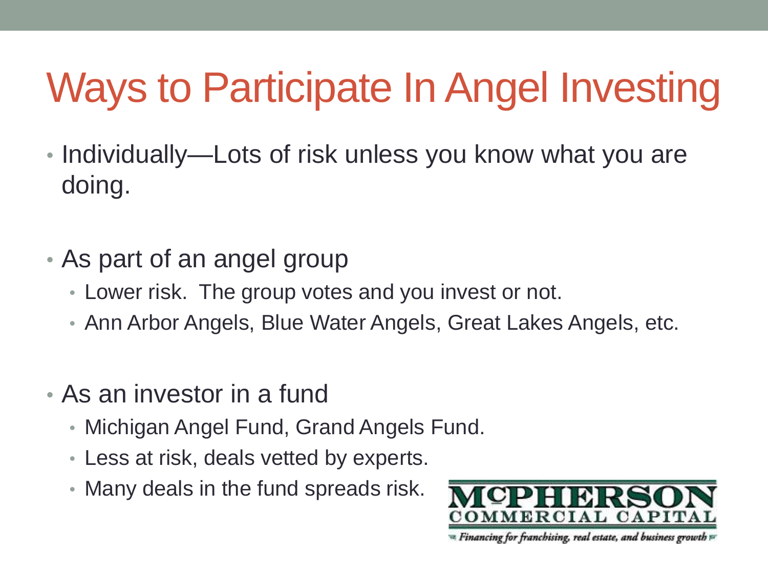# Ways to Participate In Angel Investing

- Individually—Lots of risk unless you know what you are doing.

- As part of an angel group
  - Lower risk. The group votes and you invest or not.
  - Ann Arbor Angels, Blue Water Angels, Great Lakes Angels, etc.

- As an investor in a fund
  - Michigan Angel Fund, Grand Angels Fund.
  - Less at risk, deals vetted by experts.
  - Many deals in the fund spreads risk.

McPHERSON COMMERCIAL CAPITAL

*Financing for franchising, real estate, and business growth*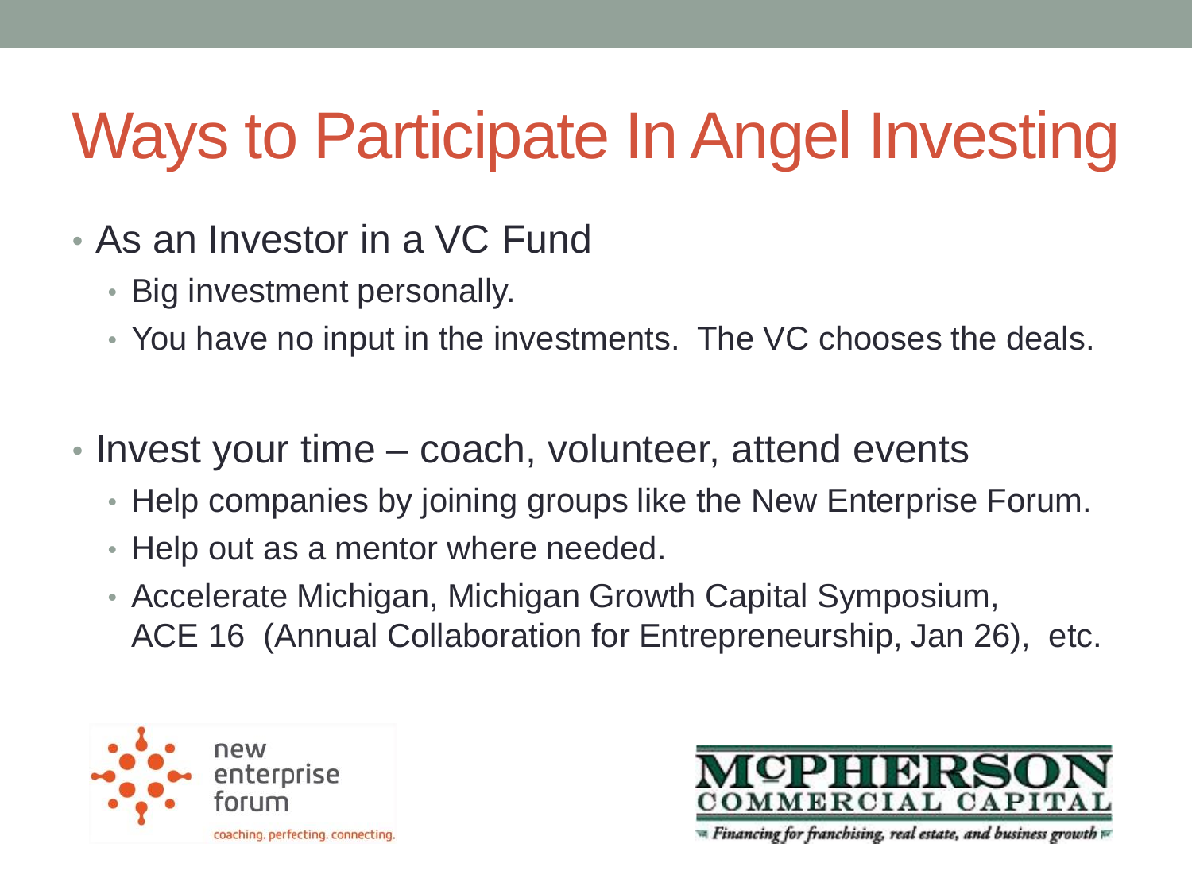# Ways to Participate In Angel Investing

- As an Investor in a VC Fund
  - Big investment personally.
  - You have no input in the investments.  The VC chooses the deals.

- Invest your time – coach, volunteer, attend events
  - Help companies by joining groups like the New Enterprise Forum.
  - Help out as a mentor where needed.
  - Accelerate Michigan, Michigan Growth Capital Symposium, ACE 16  (Annual Collaboration for Entrepreneurship, Jan 26),  etc.

new enterprise forum
coaching. perfecting. connecting.

McPHERSON COMMERCIAL CAPITAL
Financing for franchising, real estate, and business growth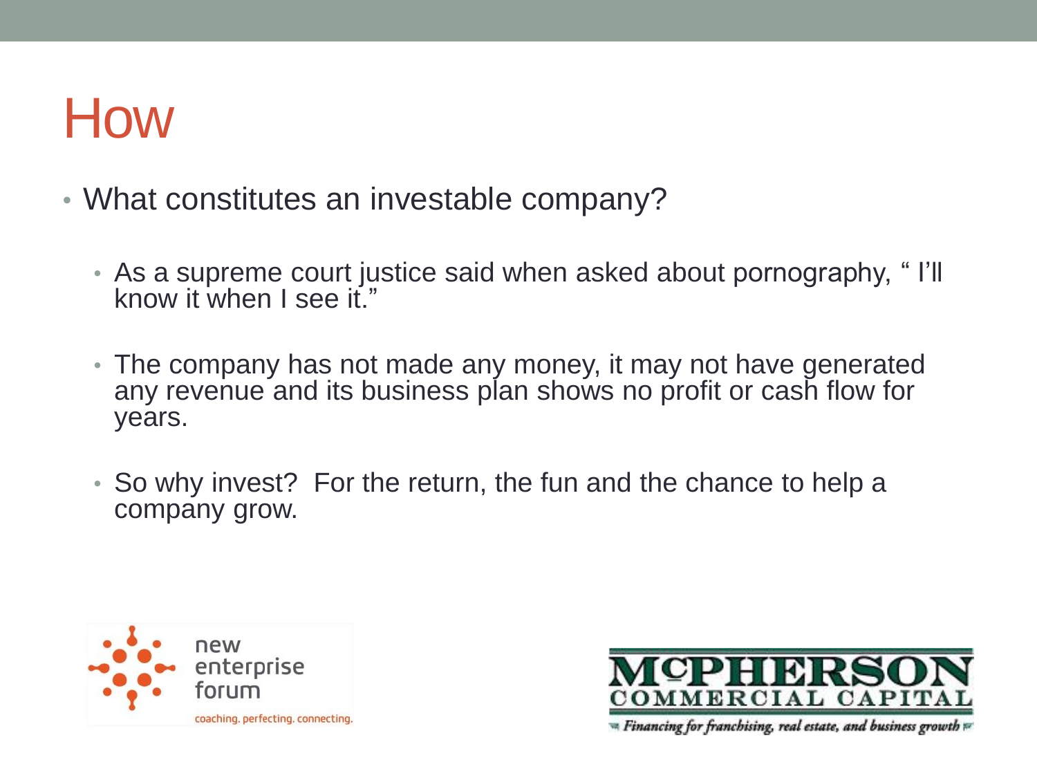# How

- What constitutes an investable company?
  - As a supreme court justice said when asked about pornography, " I'll know it when I see it."
  - The company has not made any money, it may not have generated any revenue and its business plan shows no profit or cash flow for years.
  - So why invest? For the return, the fun and the chance to help a company grow.

new enterprise forum

coaching. perfecting. connecting.

McPHERSON COMMERCIAL CAPITAL

*Financing for franchising, real estate, and business growth*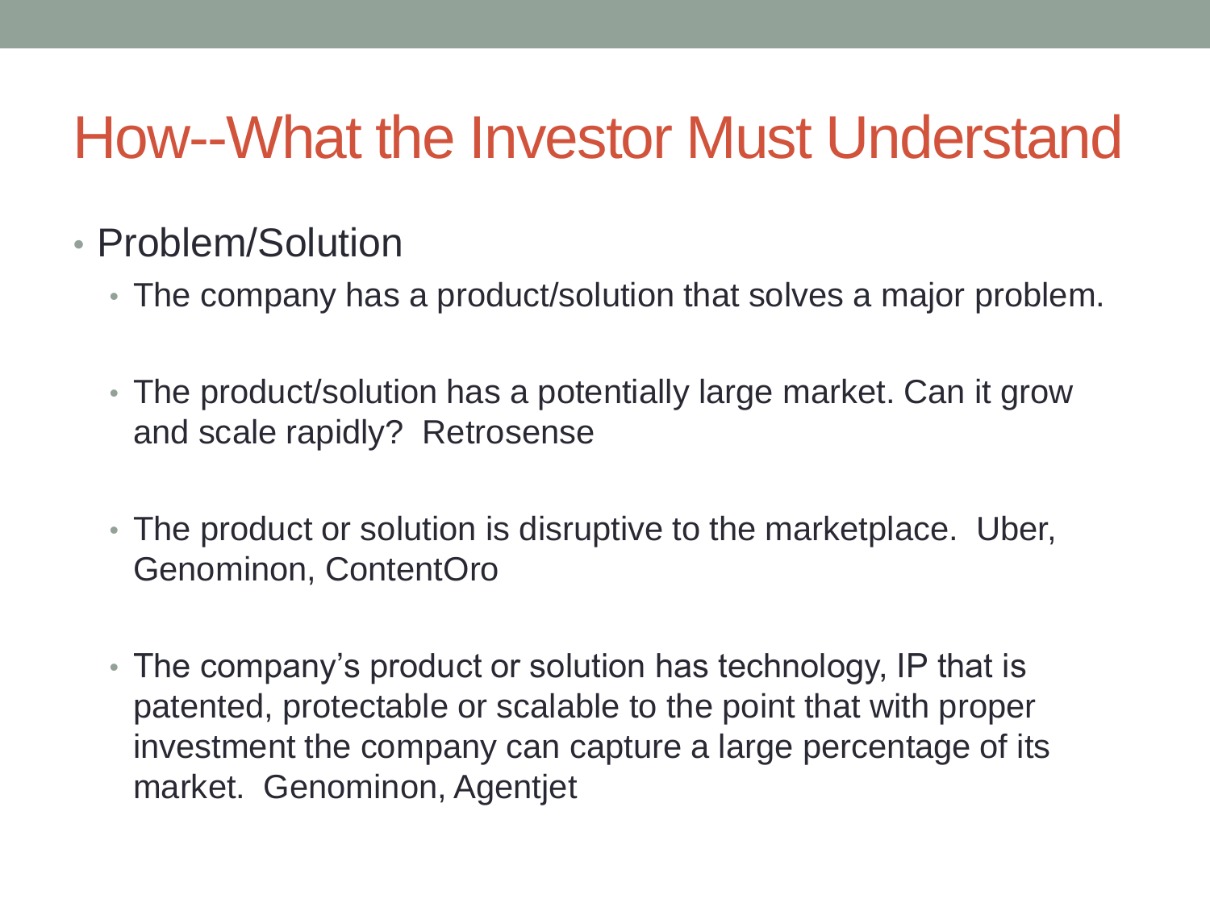# How--What the Investor Must Understand

- Problem/Solution
  - The company has a product/solution that solves a major problem.
  - The product/solution has a potentially large market. Can it grow and scale rapidly? Retrosense
  - The product or solution is disruptive to the marketplace. Uber, Genominon, ContentOro
  - The company's product or solution has technology, IP that is patented, protectable or scalable to the point that with proper investment the company can capture a large percentage of its market. Genominon, Agentjet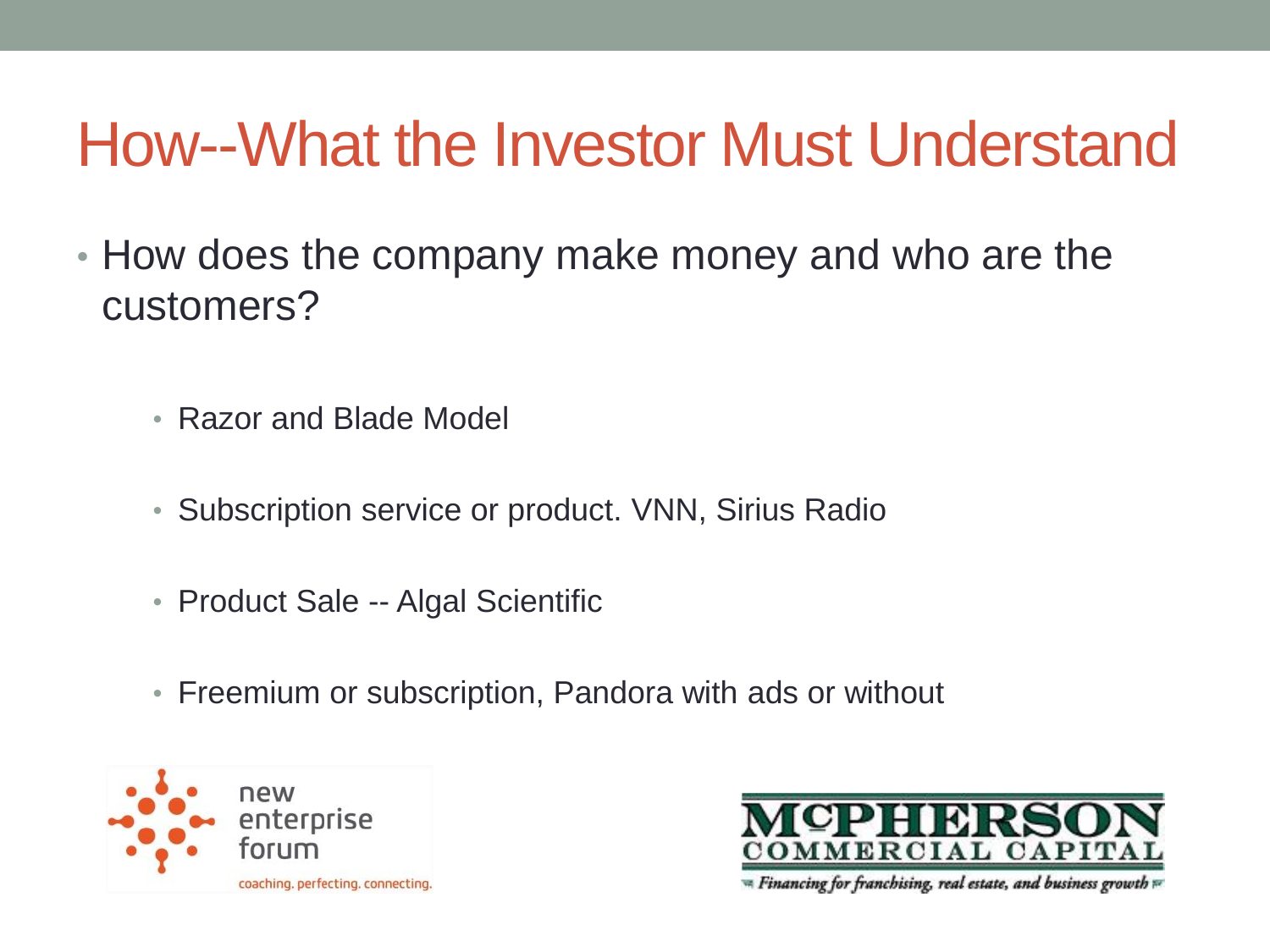# How--What the Investor Must Understand

- How does the company make money and who are the customers?
  - Razor and Blade Model
  - Subscription service or product. VNN, Sirius Radio
  - Product Sale -- Algal Scientific
  - Freemium or subscription, Pandora with ads or without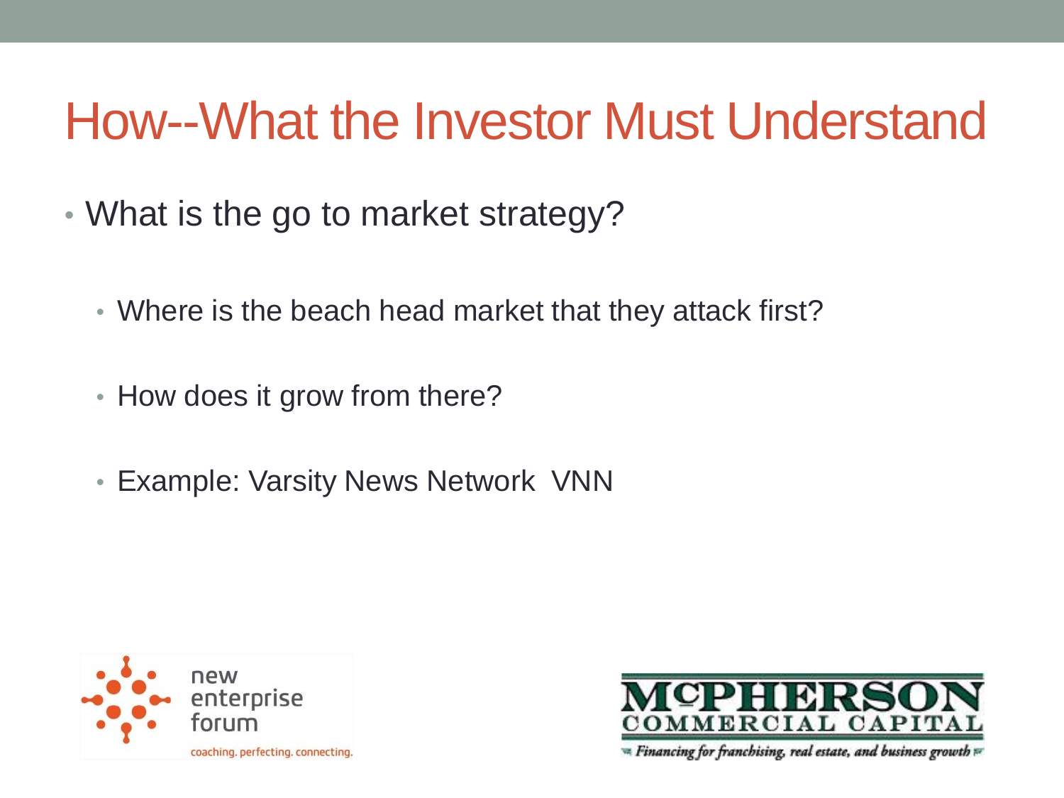# How--What the Investor Must Understand

- What is the go to market strategy?
  - Where is the beach head market that they attack first?
  - How does it grow from there?
  - Example: Varsity News Network VNN

new enterprise forum

coaching. perfecting. connecting.

McPHERSON COMMERCIAL CAPITAL

Financing for franchising, real estate, and business growth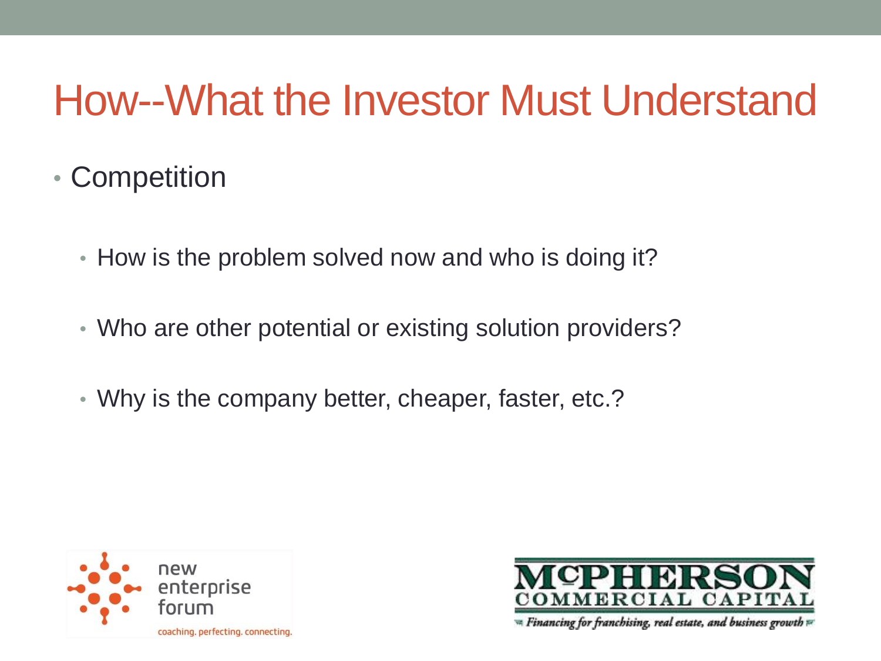# How--What the Investor Must Understand

- Competition
  - How is the problem solved now and who is doing it?
  - Who are other potential or existing solution providers?
  - Why is the company better, cheaper, faster, etc.?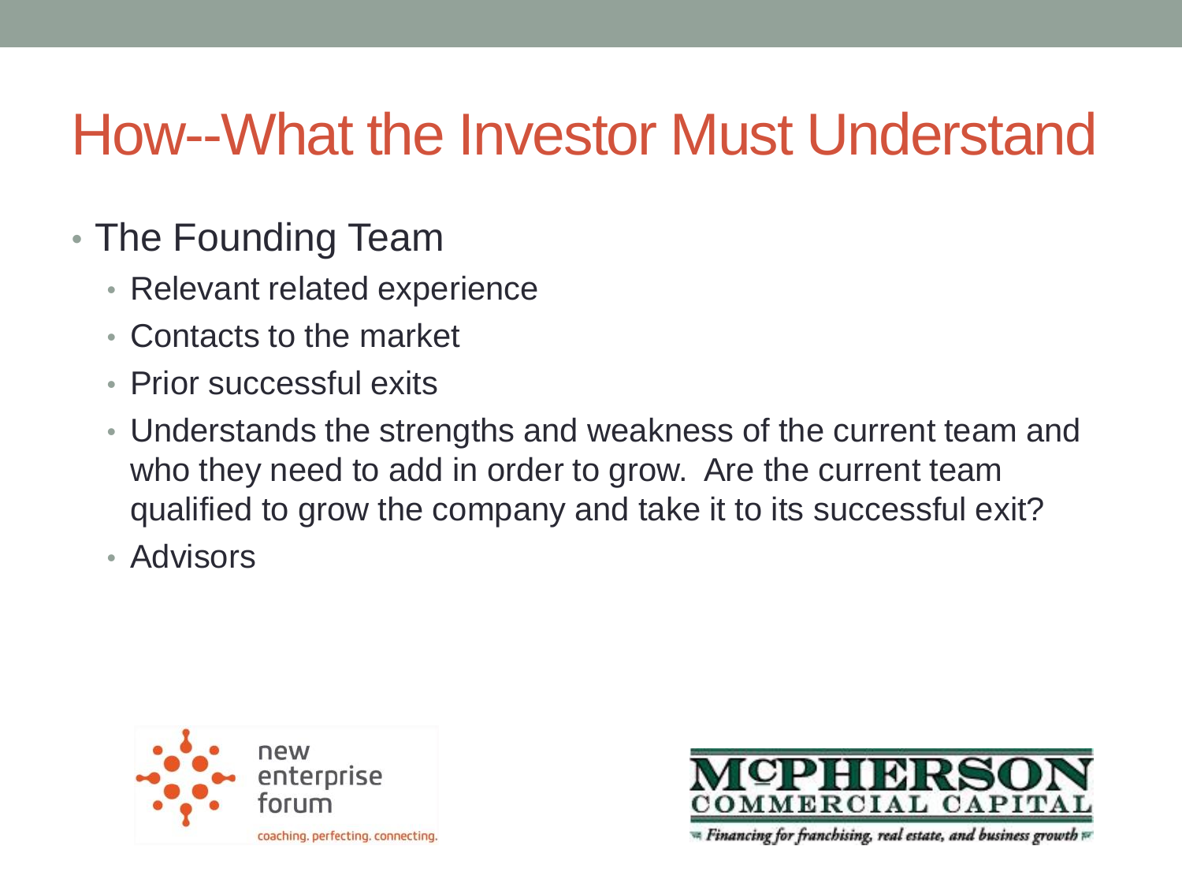# How--What the Investor Must Understand

- The Founding Team
  - Relevant related experience
  - Contacts to the market
  - Prior successful exits
  - Understands the strengths and weakness of the current team and who they need to add in order to grow. Are the current team qualified to grow the company and take it to its successful exit?
  - Advisors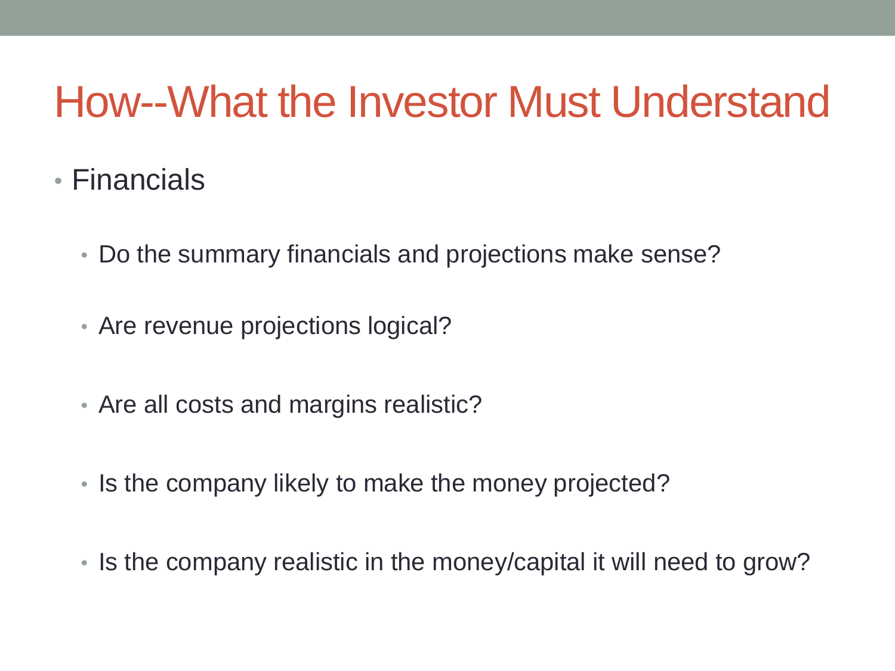# How--What the Investor Must Understand

- Financials
  - Do the summary financials and projections make sense?
  - Are revenue projections logical?
  - Are all costs and margins realistic?
  - Is the company likely to make the money projected?
  - Is the company realistic in the money/capital it will need to grow?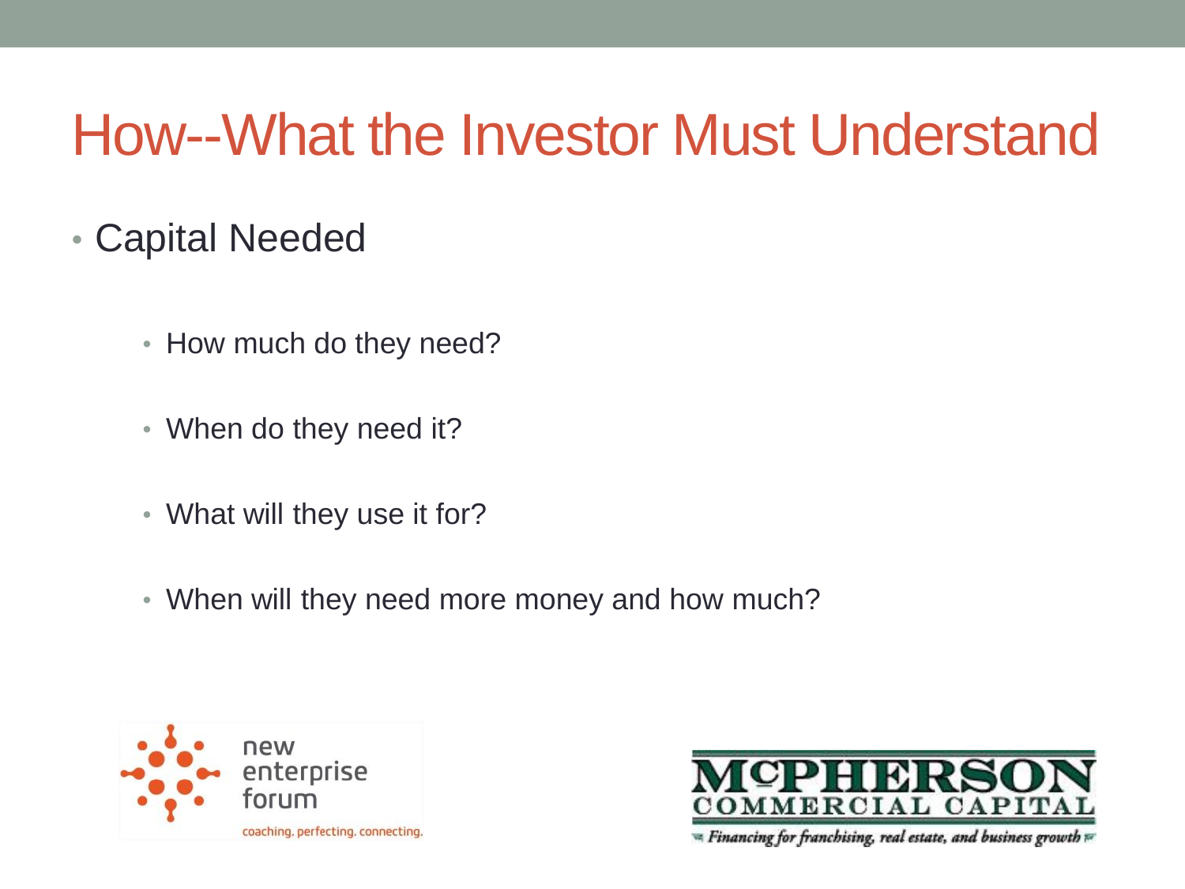# How--What the Investor Must Understand

- Capital Needed
  - How much do they need?
  - When do they need it?
  - What will they use it for?
  - When will they need more money and how much?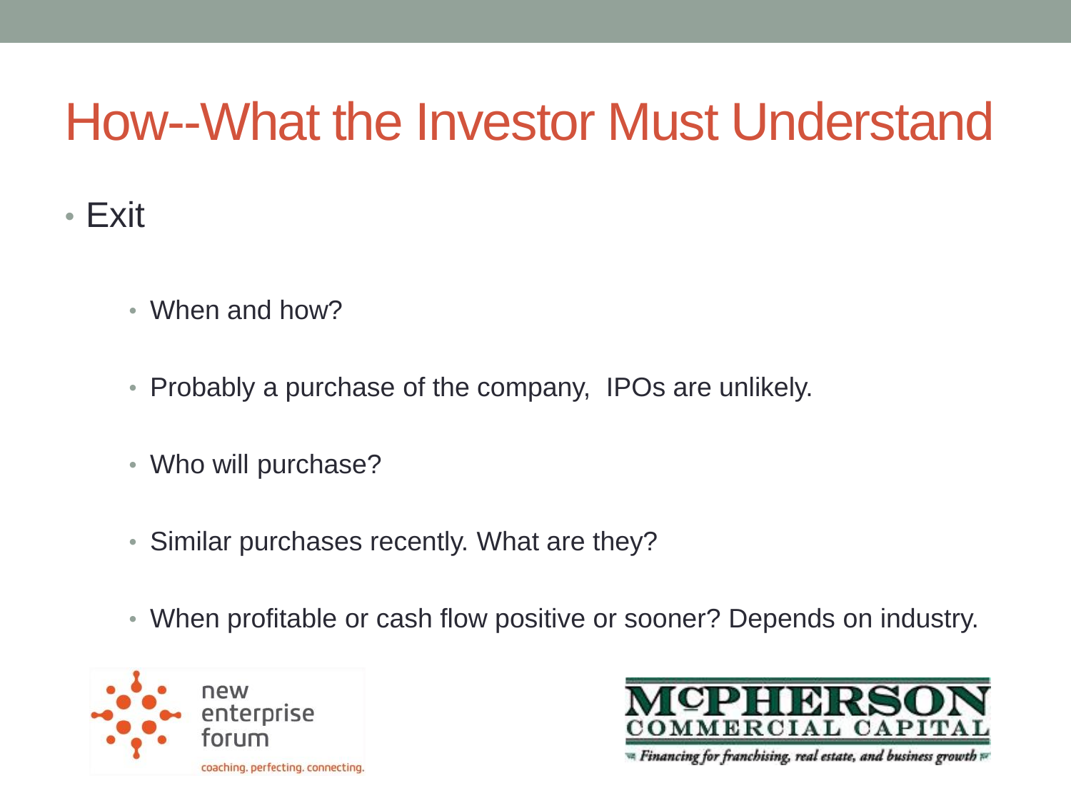# How--What the Investor Must Understand

- Exit
  - When and how?
  - Probably a purchase of the company,  IPOs are unlikely.
  - Who will purchase?
  - Similar purchases recently. What are they?
  - When profitable or cash flow positive or sooner? Depends on industry.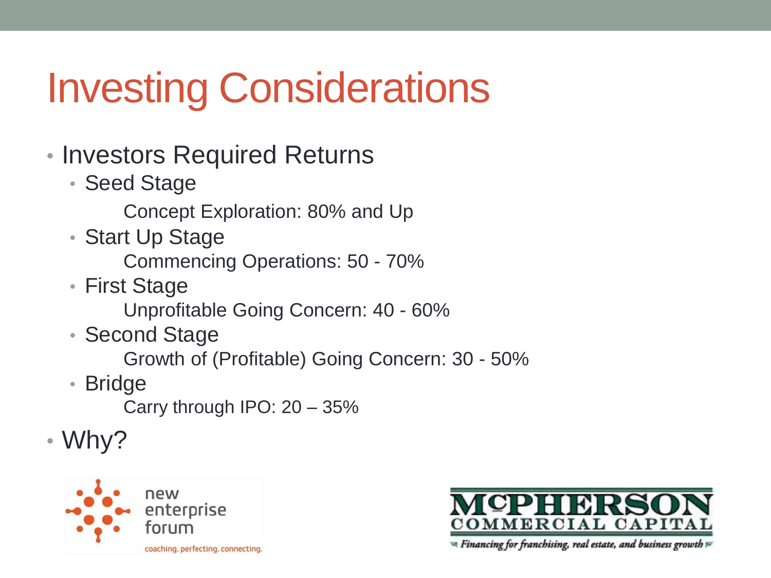# Investing Considerations

- Investors Required Returns
  - Seed Stage
    - Concept Exploration: 80% and Up
  - Start Up Stage
    - Commencing Operations: 50 - 70%
  - First Stage
    - Unprofitable Going Concern: 40 - 60%
  - Second Stage
    - Growth of (Profitable) Going Concern: 30 - 50%
  - Bridge
    - Carry through IPO: 20 – 35%
- Why?

new enterprise forum

coaching. perfecting. connecting.

McPHERSON COMMERCIAL CAPITAL

Financing for franchising, real estate, and business growth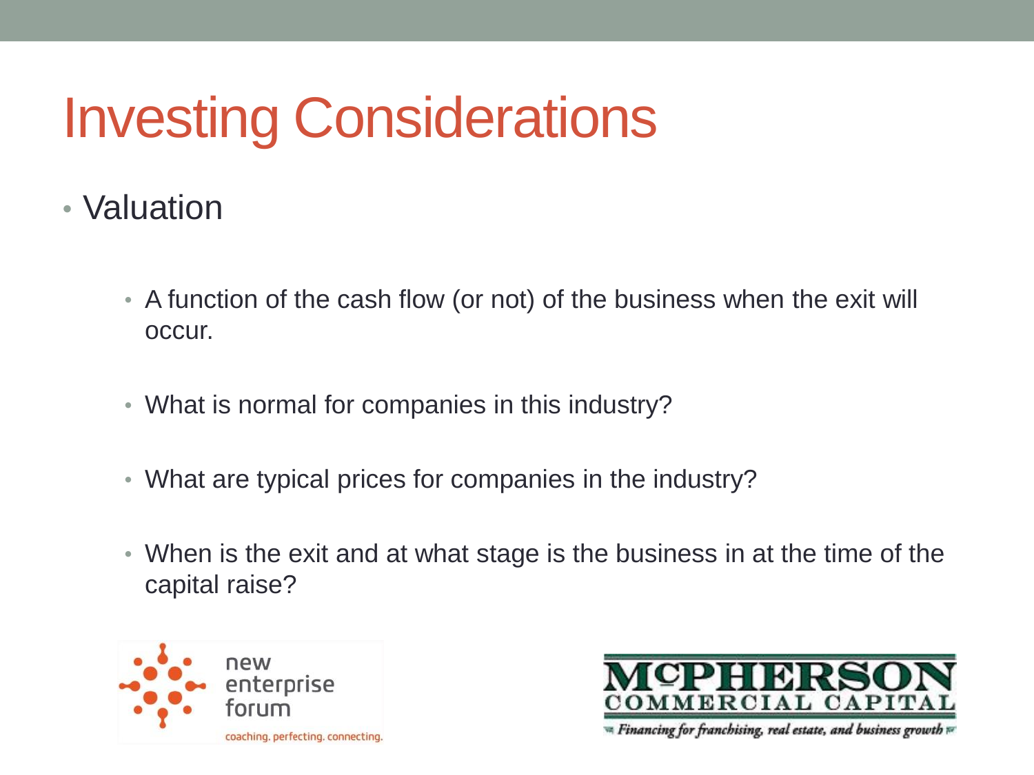# Investing Considerations

- Valuation
  - A function of the cash flow (or not) of the business when the exit will occur.
  - What is normal for companies in this industry?
  - What are typical prices for companies in the industry?
  - When is the exit and at what stage is the business in at the time of the capital raise?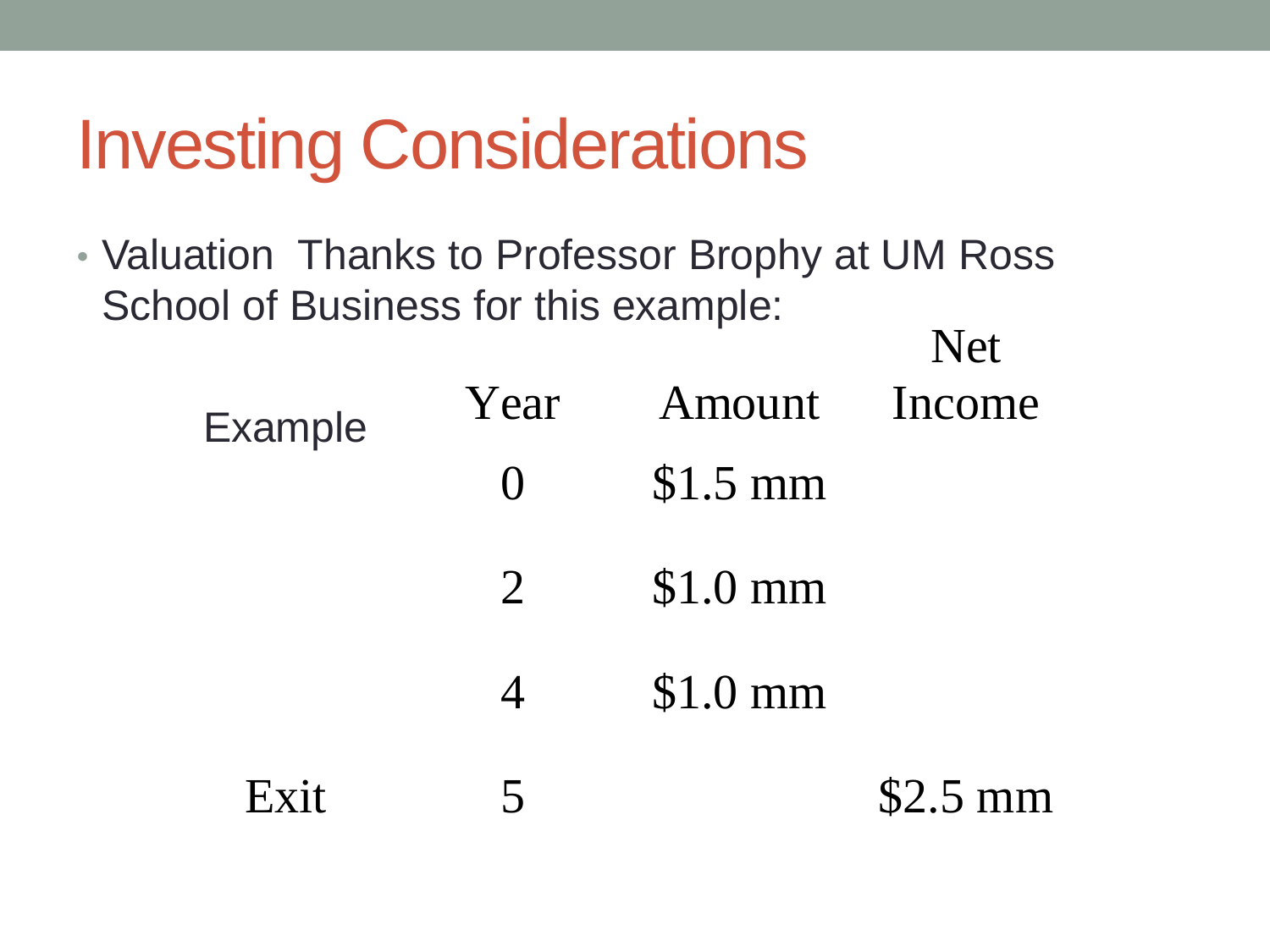# Investing Considerations

- Valuation Thanks to Professor Brophy at UM Ross School of Business for this example:

| Example | Year | Amount | Net Income |
|---|---|---|---|
| | 0 | $1.5 mm | |
| | 2 | $1.0 mm | |
| | 4 | $1.0 mm | |
| Exit | 5 | | $2.5 mm |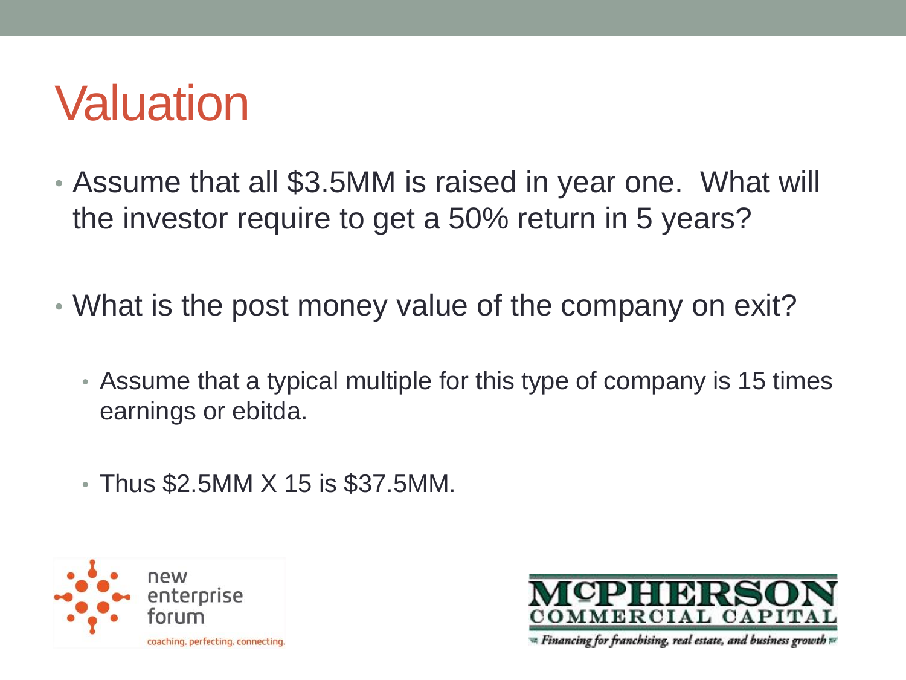# Valuation

- Assume that all $3.5MM is raised in year one. What will the investor require to get a 50% return in 5 years?
- What is the post money value of the company on exit?
  - Assume that a typical multiple for this type of company is 15 times earnings or ebitda.
  - Thus $2.5MM X 15 is $37.5MM.

new enterprise forum
coaching. perfecting. connecting.

McPHERSON COMMERCIAL CAPITAL
Financing for franchising, real estate, and business growth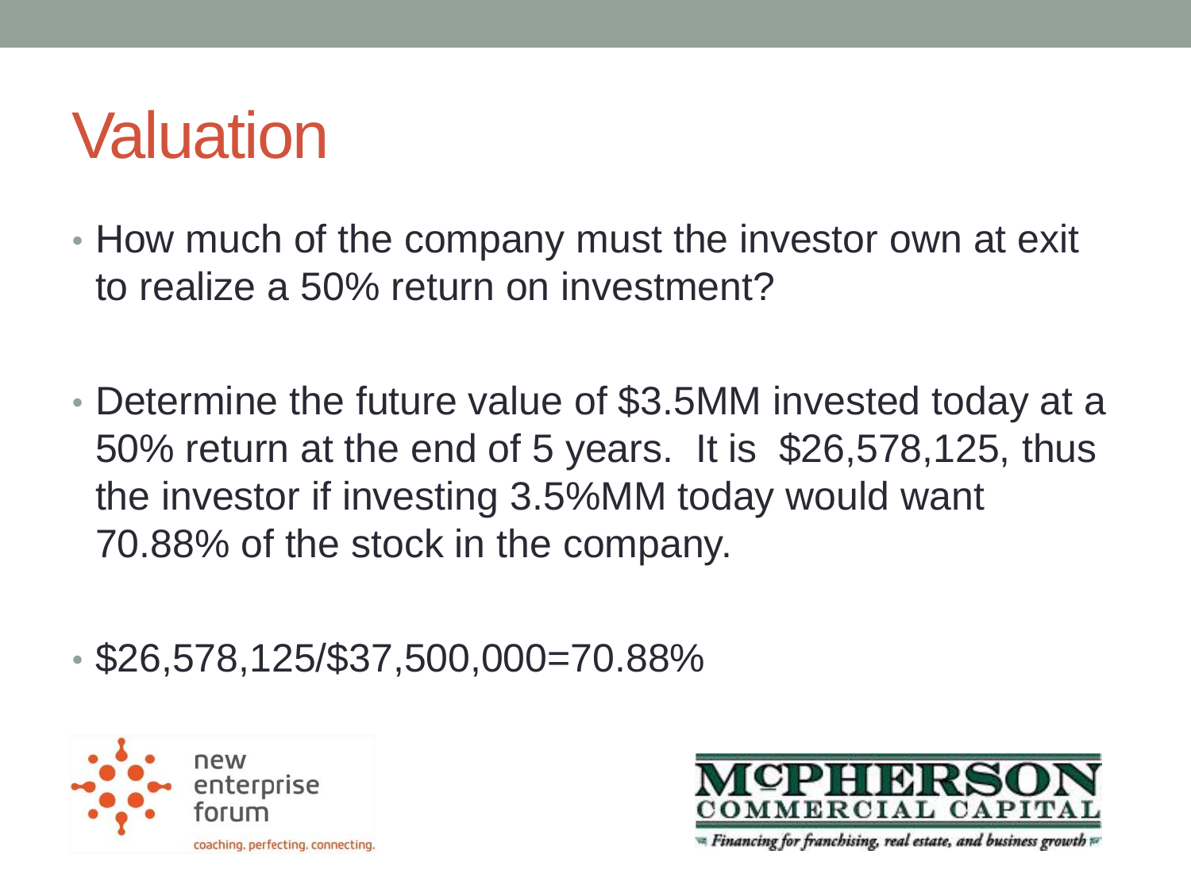# Valuation

- How much of the company must the investor own at exit to realize a 50% return on investment?

- Determine the future value of $3.5MM invested today at a 50% return at the end of 5 years. It is $26,578,125, thus the investor if investing 3.5%MM today would want 70.88% of the stock in the company.

- $26,578,125/$37,500,000=70.88%

new enterprise forum

coaching. perfecting. connecting.

McPHERSON COMMERCIAL CAPITAL

*Financing for franchising, real estate, and business growth*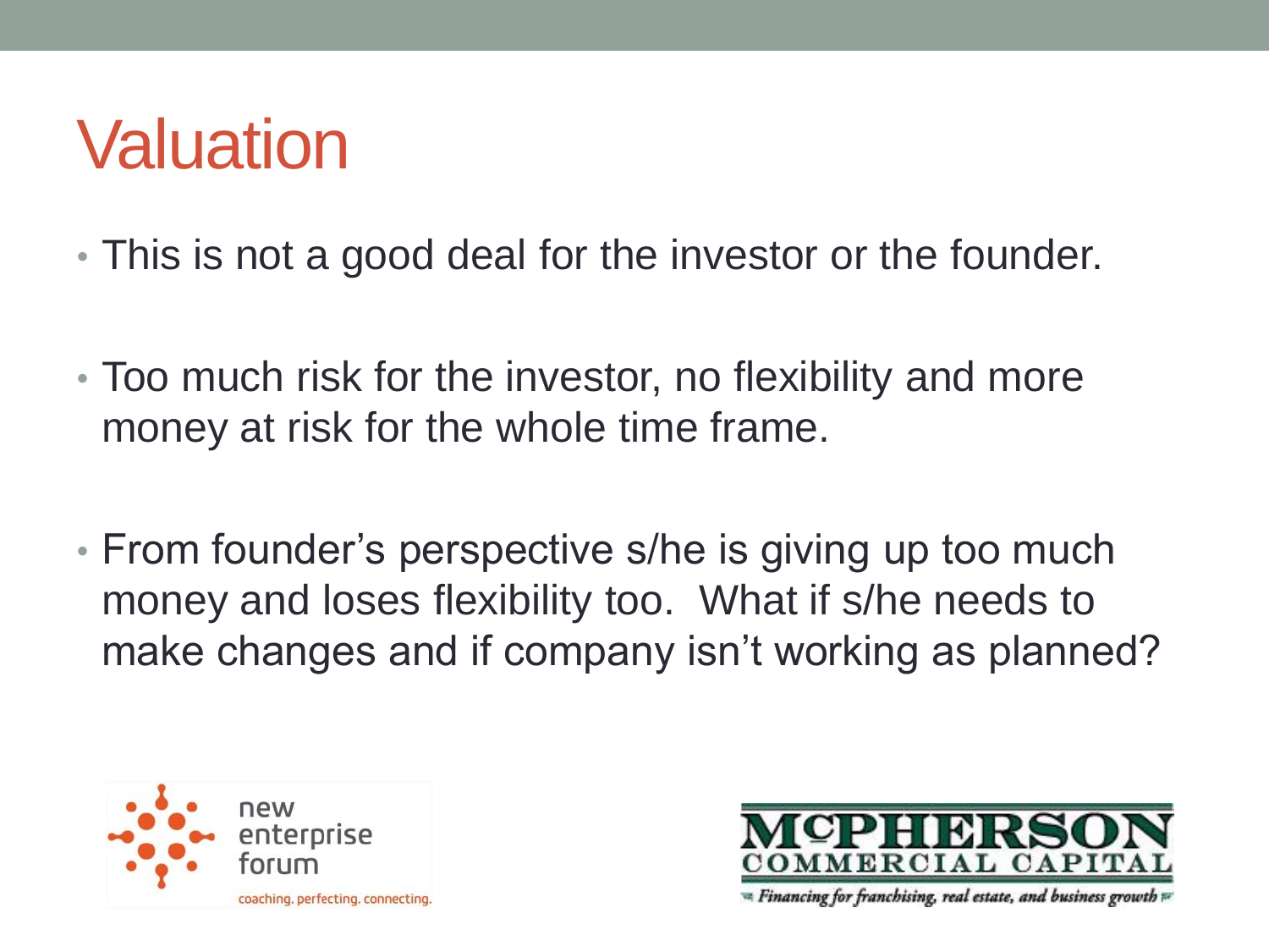# Valuation

- This is not a good deal for the investor or the founder.
- Too much risk for the investor, no flexibility and more money at risk for the whole time frame.
- From founder's perspective s/he is giving up too much money and loses flexibility too. What if s/he needs to make changes and if company isn't working as planned?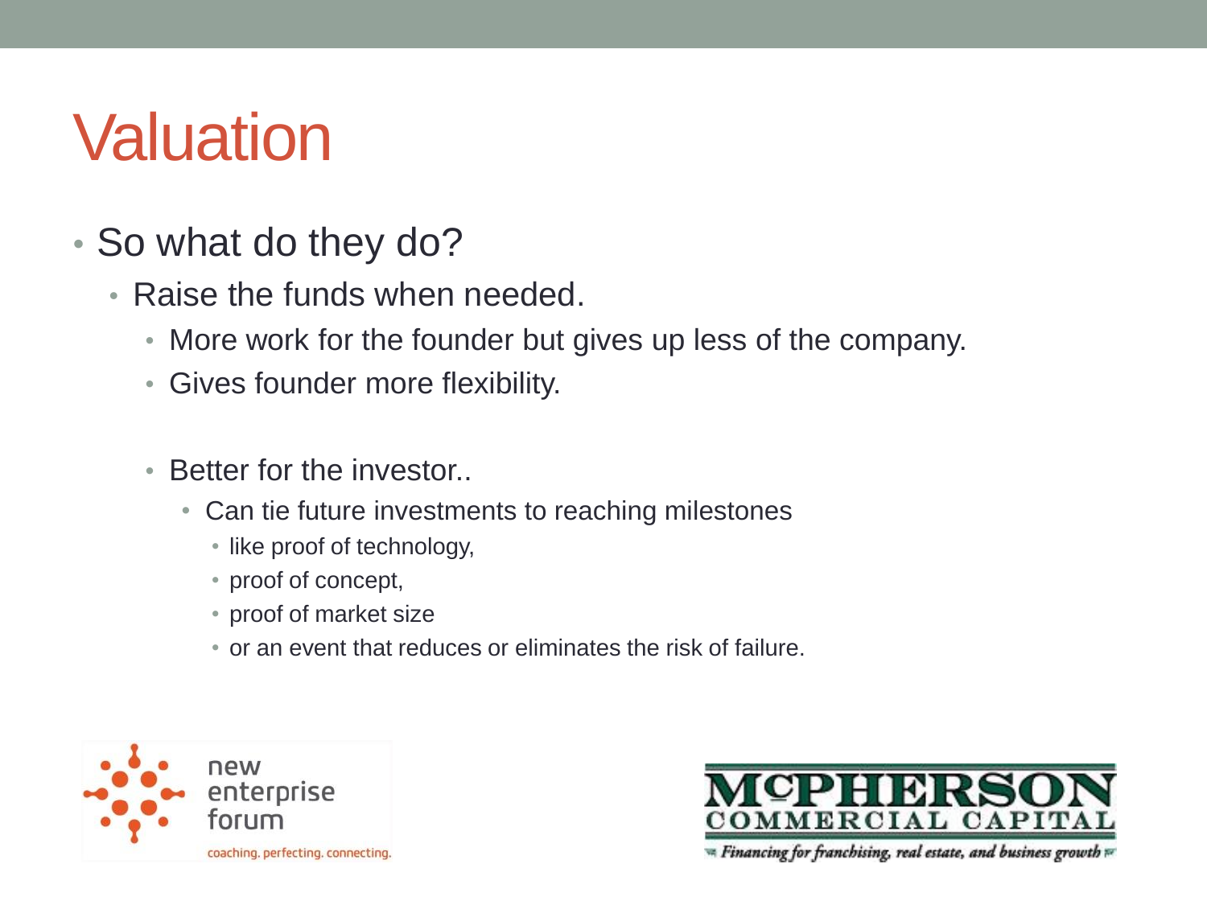# Valuation

- So what do they do?
  - Raise the funds when needed.
    - More work for the founder but gives up less of the company.
    - Gives founder more flexibility.
    - Better for the investor..
      - Can tie future investments to reaching milestones
        - like proof of technology,
        - proof of concept,
        - proof of market size
        - or an event that reduces or eliminates the risk of failure.

new enterprise forum

coaching. perfecting. connecting.

McPHERSON COMMERCIAL CAPITAL

*Financing for franchising, real estate, and business growth*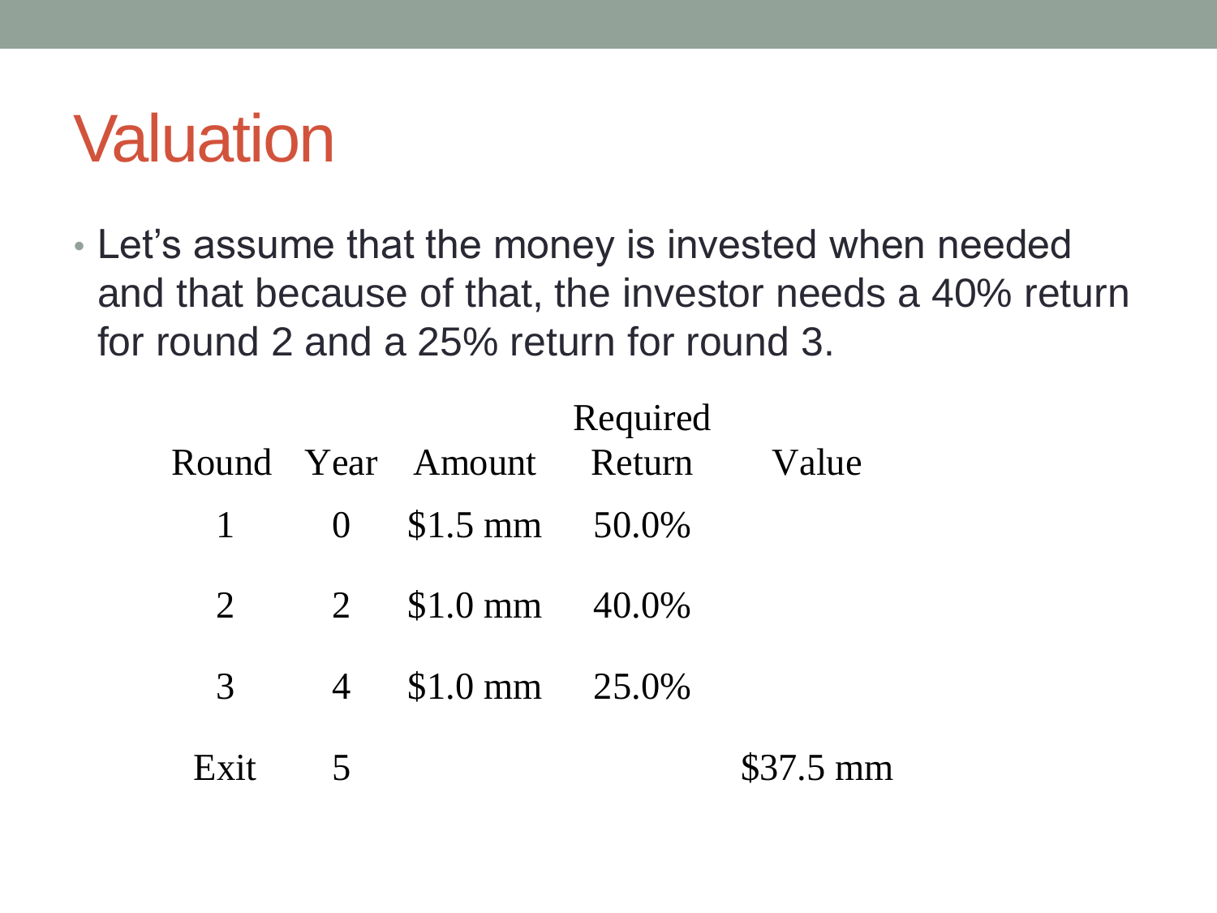# Valuation

- Let's assume that the money is invested when needed and that because of that, the investor needs a 40% return for round 2 and a 25% return for round 3.

| Round | Year | Amount | Required Return | Value |
|---|---|---|---|---|
| 1 | 0 | $1.5 mm | 50.0% | |
| 2 | 2 | $1.0 mm | 40.0% | |
| 3 | 4 | $1.0 mm | 25.0% | |
| Exit | 5 | | | $37.5 mm |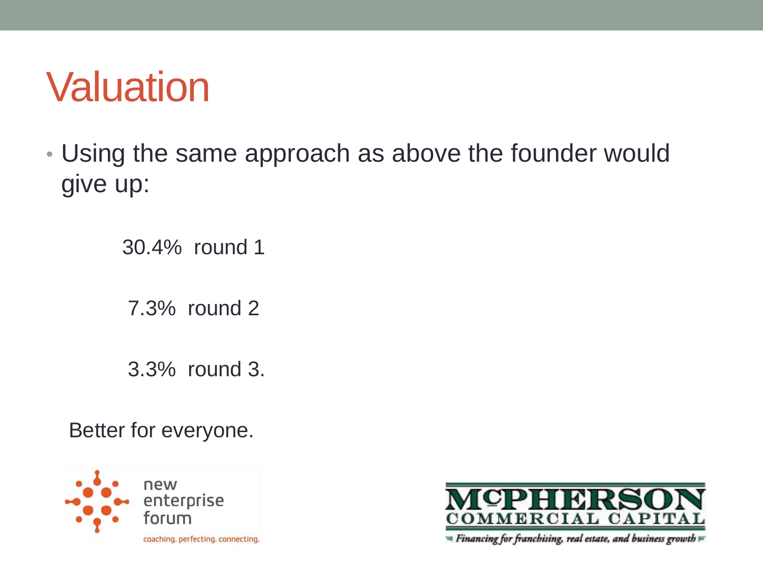# Valuation

- Using the same approach as above the founder would give up:

30.4% round 1

7.3% round 2

3.3% round 3.

Better for everyone.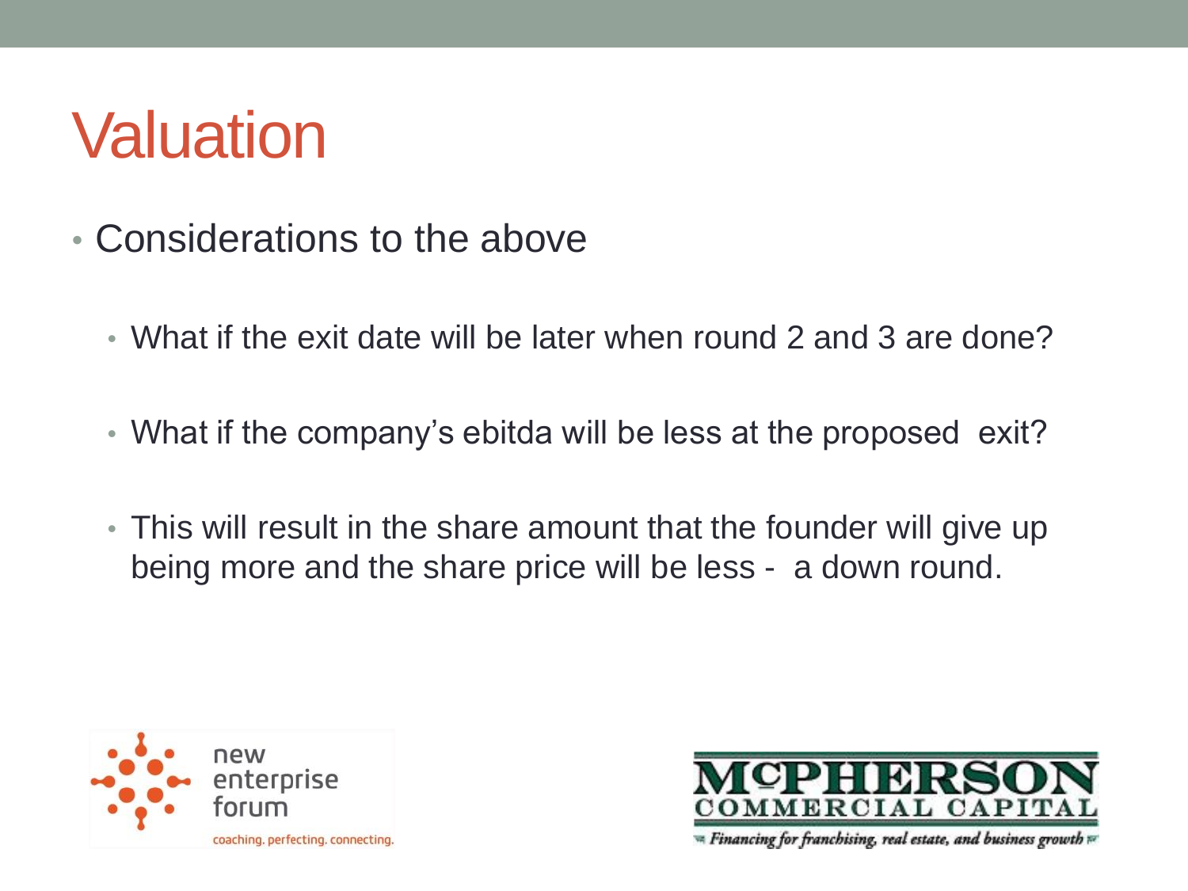# Valuation

- Considerations to the above
  - What if the exit date will be later when round 2 and 3 are done?
  - What if the company's ebitda will be less at the proposed exit?
  - This will result in the share amount that the founder will give up being more and the share price will be less - a down round.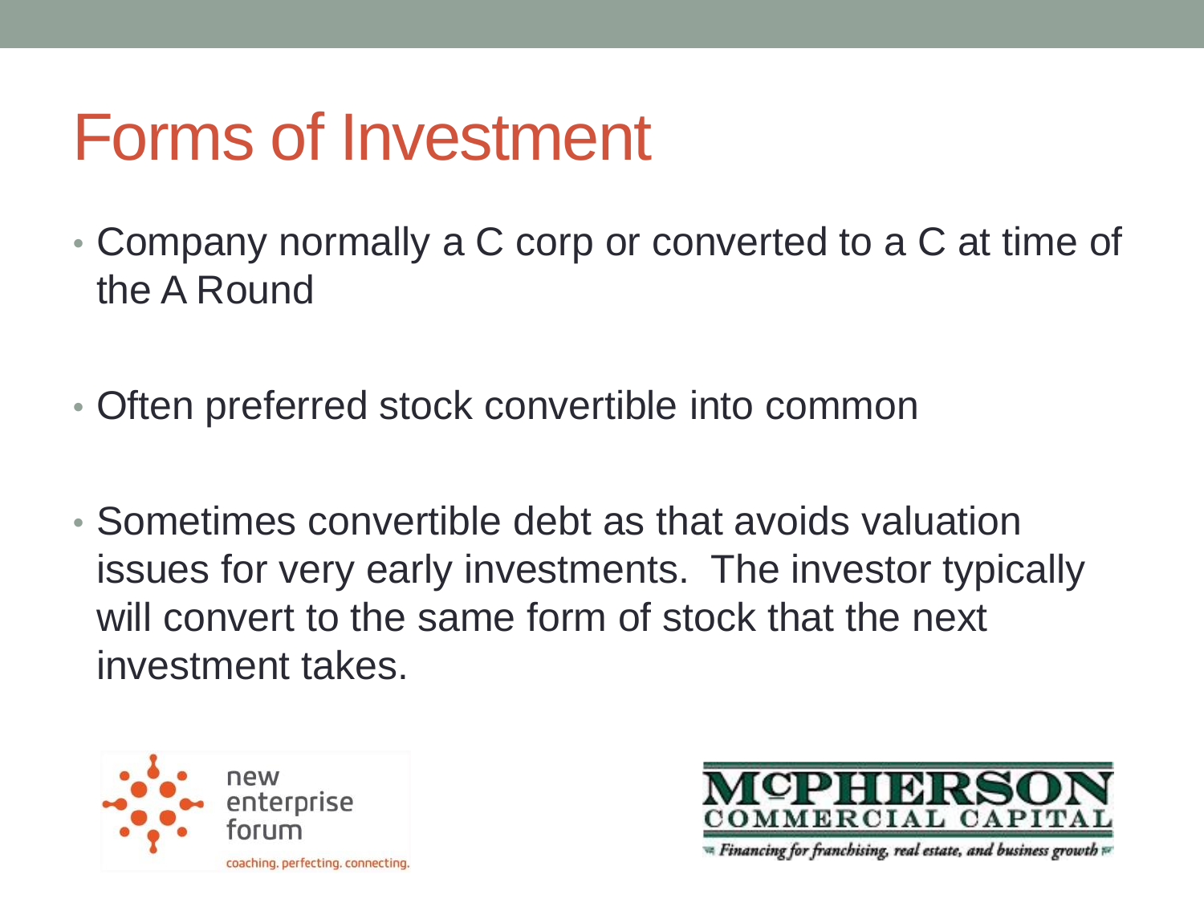# Forms of Investment

- Company normally a C corp or converted to a C at time of the A Round
- Often preferred stock convertible into common
- Sometimes convertible debt as that avoids valuation issues for very early investments. The investor typically will convert to the same form of stock that the next investment takes.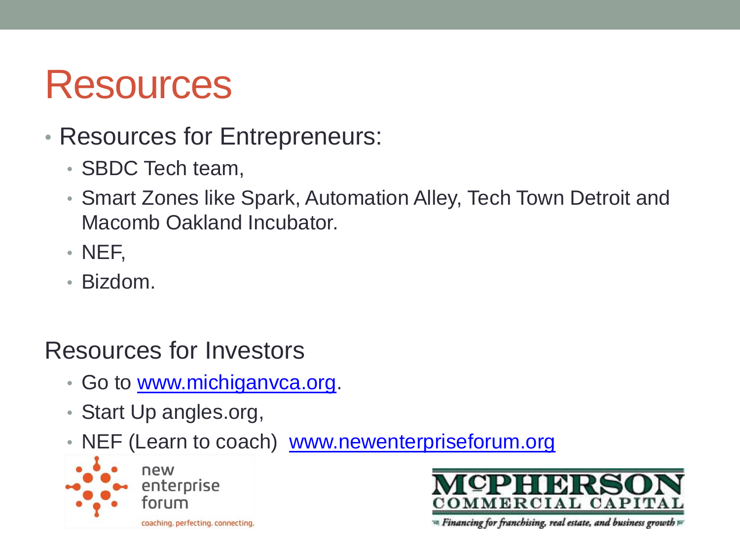# Resources

- Resources for Entrepreneurs:
  - SBDC Tech team,
  - Smart Zones like Spark, Automation Alley, Tech Town Detroit and Macomb Oakland Incubator.
  - NEF,
  - Bizdom.

Resources for Investors

- Go to www.michiganvca.org.
- Start Up angles.org,
- NEF (Learn to coach) www.newenterpriseforum.org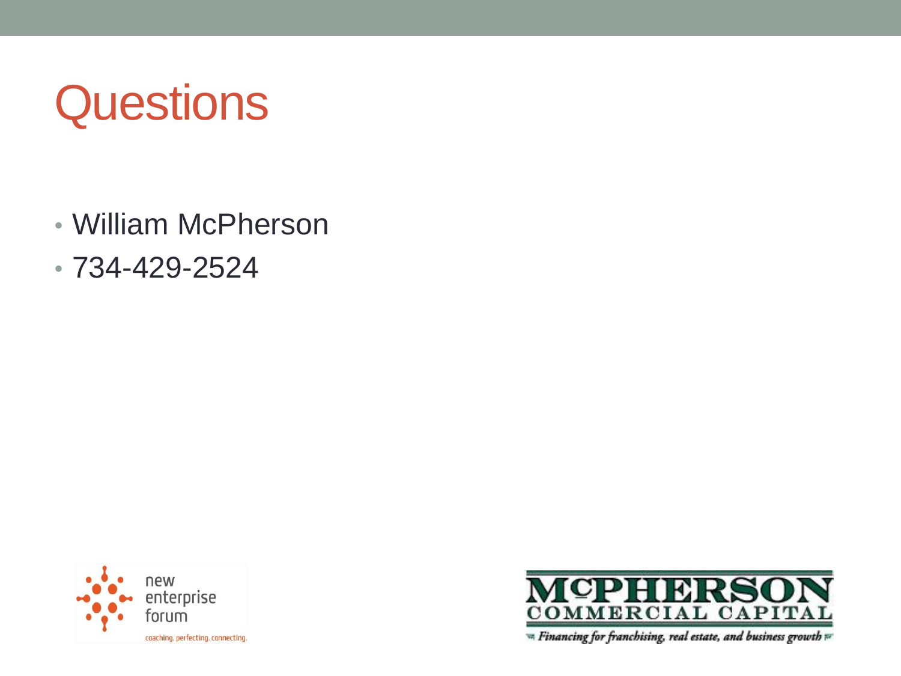# Questions

- William McPherson
- 734-429-2524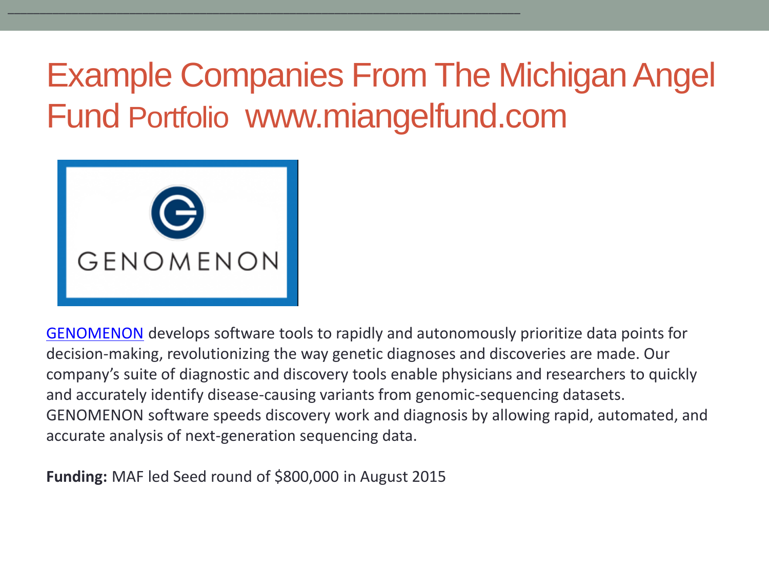# Example Companies From The Michigan Angel Fund Portfolio www.miangelfund.com

GENOMENON

GENOMENON develops software tools to rapidly and autonomously prioritize data points for decision-making, revolutionizing the way genetic diagnoses and discoveries are made. Our company's suite of diagnostic and discovery tools enable physicians and researchers to quickly and accurately identify disease-causing variants from genomic-sequencing datasets. GENOMENON software speeds discovery work and diagnosis by allowing rapid, automated, and accurate analysis of next-generation sequencing data.

**Funding:** MAF led Seed round of $800,000 in August 2015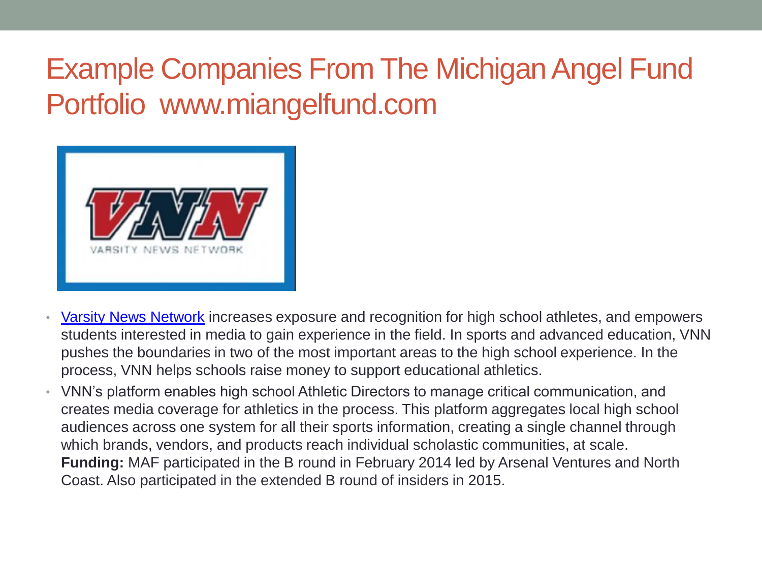# Example Companies From The Michigan Angel Fund Portfolio www.miangelfund.com

- Varsity News Network increases exposure and recognition for high school athletes, and empowers students interested in media to gain experience in the field. In sports and advanced education, VNN pushes the boundaries in two of the most important areas to the high school experience. In the process, VNN helps schools raise money to support educational athletics.
- VNN's platform enables high school Athletic Directors to manage critical communication, and creates media coverage for athletics in the process. This platform aggregates local high school audiences across one system for all their sports information, creating a single channel through which brands, vendors, and products reach individual scholastic communities, at scale. **Funding:** MAF participated in the B round in February 2014 led by Arsenal Ventures and North Coast. Also participated in the extended B round of insiders in 2015.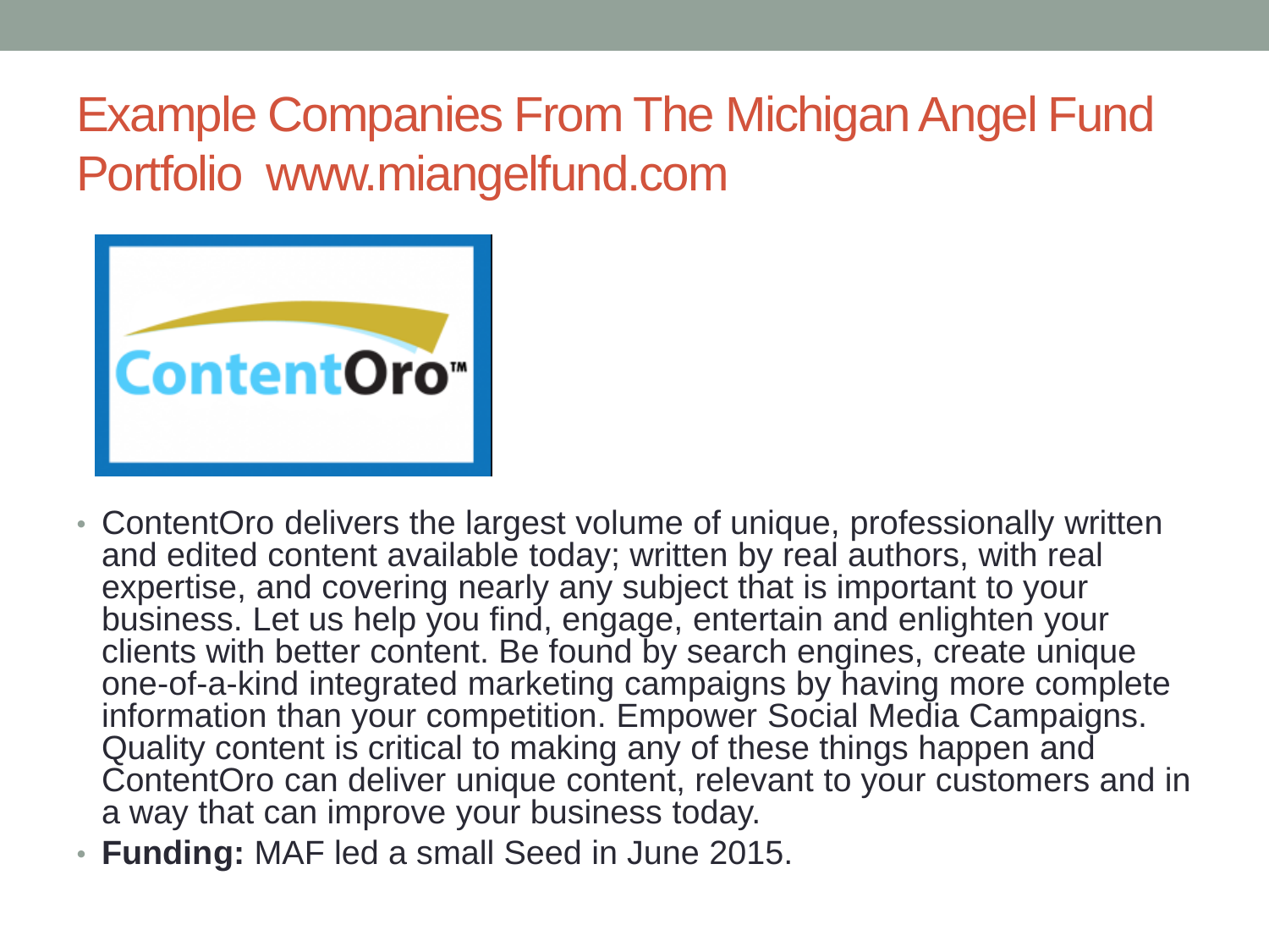# Example Companies From The Michigan Angel Fund Portfolio www.miangelfund.com

- ContentOro delivers the largest volume of unique, professionally written and edited content available today; written by real authors, with real expertise, and covering nearly any subject that is important to your business. Let us help you find, engage, entertain and enlighten your clients with better content. Be found by search engines, create unique one-of-a-kind integrated marketing campaigns by having more complete information than your competition. Empower Social Media Campaigns. Quality content is critical to making any of these things happen and ContentOro can deliver unique content, relevant to your customers and in a way that can improve your business today.
- **Funding:** MAF led a small Seed in June 2015.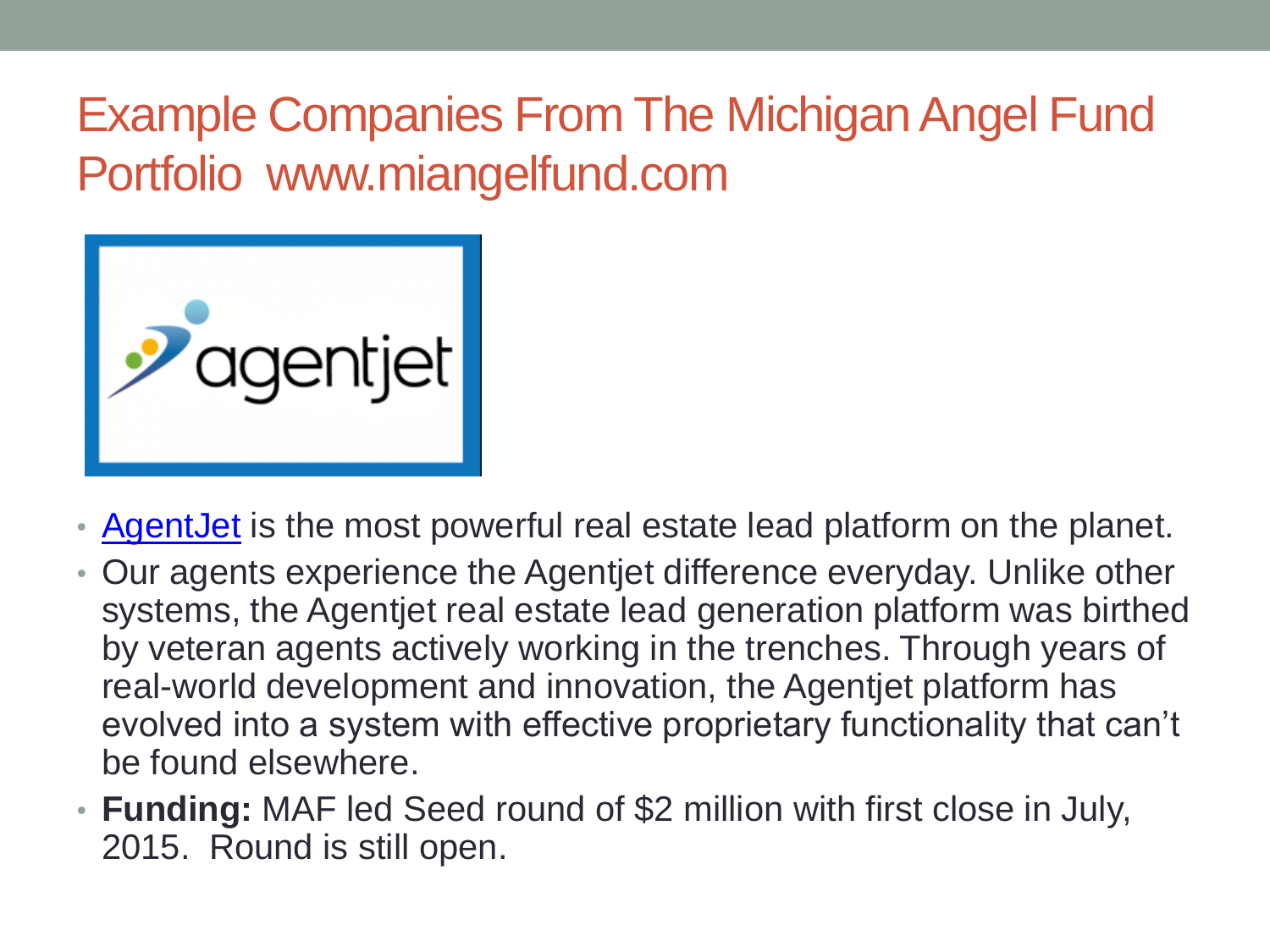# Example Companies From The Michigan Angel Fund Portfolio www.miangelfund.com

- AgentJet is the most powerful real estate lead platform on the planet.
- Our agents experience the Agentjet difference everyday. Unlike other systems, the Agentjet real estate lead generation platform was birthed by veteran agents actively working in the trenches. Through years of real-world development and innovation, the Agentjet platform has evolved into a system with effective proprietary functionality that can't be found elsewhere.
- **Funding:** MAF led Seed round of $2 million with first close in July, 2015. Round is still open.